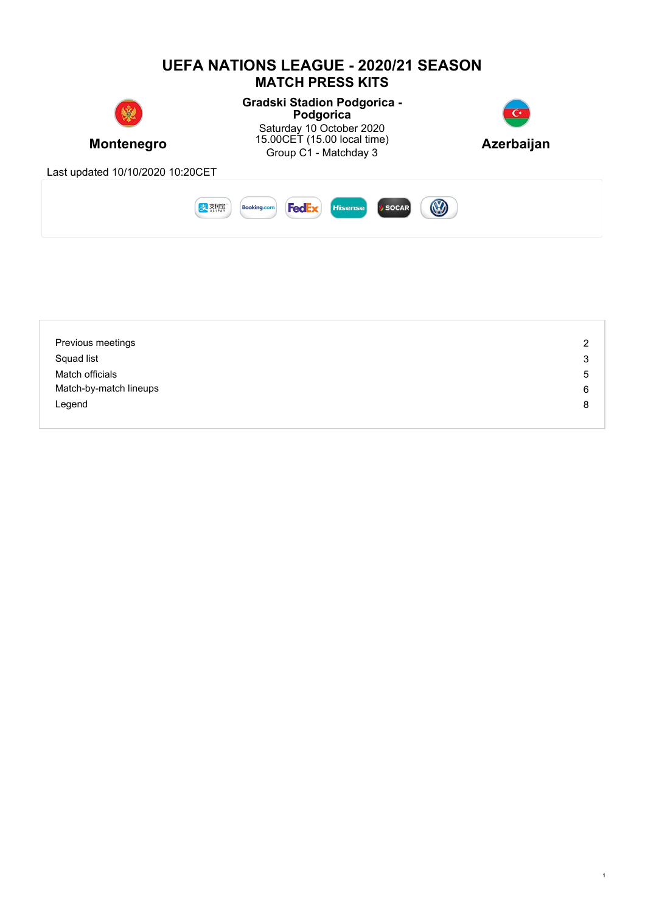# UEFA NATIONS LEAGUE - 2020/21 SEASON

## MATCH PRESS KITS

**Montenegro**

**Gradski Stadion Podgorica - Podgorica**

Saturday 10 October 2020
15.00CET (15.00 local time)
Group C1 - Matchday 3

**Azerbaijan**

Last updated 10/10/2020 10:20CET

| | |
|---|---|
| Previous meetings | 2 |
| Squad list | 3 |
| Match officials | 5 |
| Match-by-match lineups | 6 |
| Legend | 8 |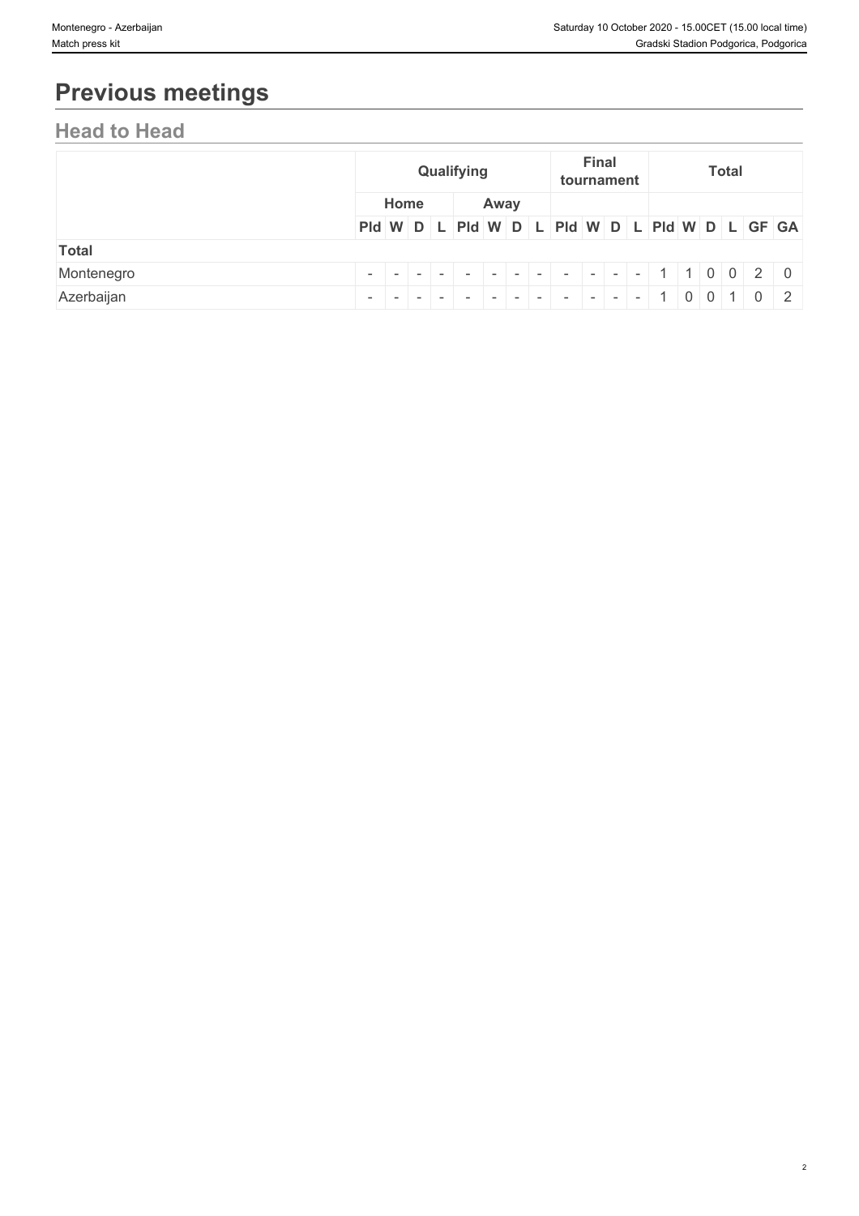# Previous meetings

## Head to Head

| | Qualifying | | | | | | | | Final tournament | | | | Total | | | | | |
|---|---|---|---|---|---|---|---|---|---|---|---|---|---|---|---|---|---|---|
| | Home | | | | Away | | | | | | | | | | | | | |
| | Pld | W | D | L | Pld | W | D | L | Pld | W | D | L | Pld | W | D | L | GF | GA |
| **Total** | | | | | | | | | | | | | | | | | | |
| Montenegro | - | - | - | - | - | - | - | - | - | - | - | - | 1 | 1 | 0 | 0 | 2 | 0 |
| Azerbaijan | - | - | - | - | - | - | - | - | - | - | - | - | 1 | 0 | 0 | 1 | 0 | 2 |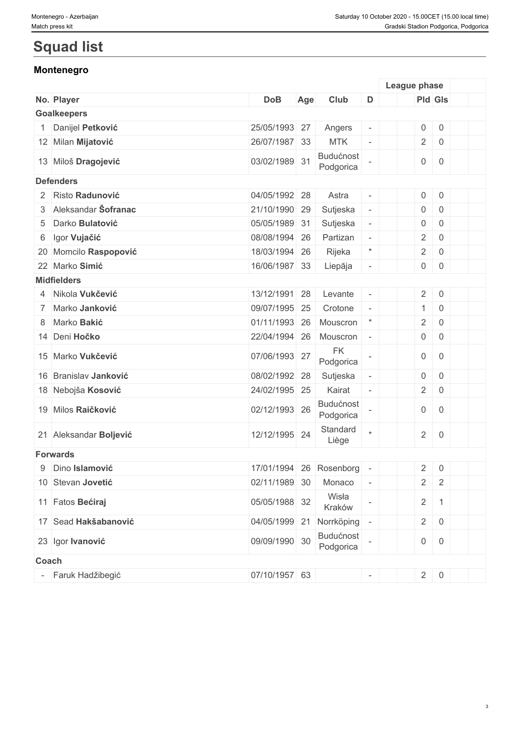# Squad list

## Montenegro

| No. | Player | DoB | Age | Club | D | | League phase | | | |
|---|---|---|---|---|---|---|---|---|---|---|
| | | | | | | | Pld | Gls | | |
| **Goalkeepers** | | | | | | | | | | |
| 1 | Danijel **Petković** | 25/05/1993 | 27 | Angers | - | | 0 | 0 | | |
| 12 | Milan **Mijatović** | 26/07/1987 | 33 | MTK | - | | 2 | 0 | | |
| 13 | Miloš **Dragojević** | 03/02/1989 | 31 | Budućnost Podgorica | - | | 0 | 0 | | |
| **Defenders** | | | | | | | | | | |
| 2 | Risto **Radunović** | 04/05/1992 | 28 | Astra | - | | 0 | 0 | | |
| 3 | Aleksandar **Šofranac** | 21/10/1990 | 29 | Sutjeska | - | | 0 | 0 | | |
| 5 | Darko **Bulatović** | 05/05/1989 | 31 | Sutjeska | - | | 0 | 0 | | |
| 6 | Igor **Vujačić** | 08/08/1994 | 26 | Partizan | - | | 2 | 0 | | |
| 20 | Momcilo **Raspopović** | 18/03/1994 | 26 | Rijeka | * | | 2 | 0 | | |
| 22 | Marko **Simić** | 16/06/1987 | 33 | Liepāja | - | | 0 | 0 | | |
| **Midfielders** | | | | | | | | | | |
| 4 | Nikola **Vukčević** | 13/12/1991 | 28 | Levante | - | | 2 | 0 | | |
| 7 | Marko **Janković** | 09/07/1995 | 25 | Crotone | - | | 1 | 0 | | |
| 8 | Marko **Bakić** | 01/11/1993 | 26 | Mouscron | * | | 2 | 0 | | |
| 14 | Deni **Hočko** | 22/04/1994 | 26 | Mouscron | - | | 0 | 0 | | |
| 15 | Marko **Vukčević** | 07/06/1993 | 27 | FK Podgorica | - | | 0 | 0 | | |
| 16 | Branislav **Janković** | 08/02/1992 | 28 | Sutjeska | - | | 0 | 0 | | |
| 18 | Nebojša **Kosović** | 24/02/1995 | 25 | Kairat | - | | 2 | 0 | | |
| 19 | Milos **Raičković** | 02/12/1993 | 26 | Budućnost Podgorica | - | | 0 | 0 | | |
| 21 | Aleksandar **Boljević** | 12/12/1995 | 24 | Standard Liège | * | | 2 | 0 | | |
| **Forwards** | | | | | | | | | | |
| 9 | Dino **Islamović** | 17/01/1994 | 26 | Rosenborg | - | | 2 | 0 | | |
| 10 | Stevan **Jovetić** | 02/11/1989 | 30 | Monaco | - | | 2 | 2 | | |
| 11 | Fatos **Bećiraj** | 05/05/1988 | 32 | Wisła Kraków | - | | 2 | 1 | | |
| 17 | Sead **Hakšabanović** | 04/05/1999 | 21 | Norrköping | - | | 2 | 0 | | |
| 23 | Igor **Ivanović** | 09/09/1990 | 30 | Budućnost Podgorica | - | | 0 | 0 | | |
| **Coach** | | | | | | | | | | |
| - | Faruk Hadžibegić | 07/10/1957 | 63 | | - | | 2 | 0 | | |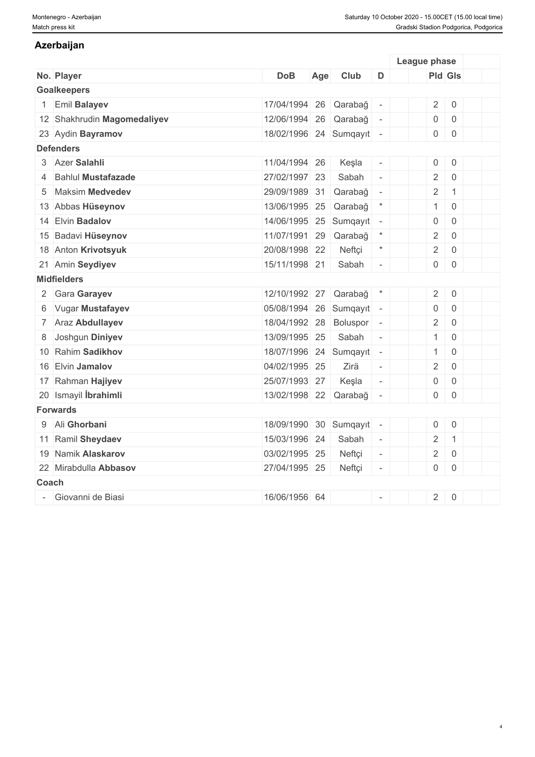## Azerbaijan

| No. | Player | DoB | Age | Club | D | | League phase | |
|---|---|---|---|---|---|---|---|---|
| | | | | | | | Pld | Gls |
| **Goalkeepers** | | | | | | | | |
| 1 | Emil **Balayev** | 17/04/1994 | 26 | Qarabağ | - | | 2 | 0 |
| 12 | Shakhrudin **Magomedaliyev** | 12/06/1994 | 26 | Qarabağ | - | | 0 | 0 |
| 23 | Aydin **Bayramov** | 18/02/1996 | 24 | Sumqayıt | - | | 0 | 0 |
| **Defenders** | | | | | | | | |
| 3 | Azer **Salahli** | 11/04/1994 | 26 | Keşla | - | | 0 | 0 |
| 4 | Bahlul **Mustafazade** | 27/02/1997 | 23 | Sabah | - | | 2 | 0 |
| 5 | Maksim **Medvedev** | 29/09/1989 | 31 | Qarabağ | - | | 2 | 1 |
| 13 | Abbas **Hüseynov** | 13/06/1995 | 25 | Qarabağ | * | | 1 | 0 |
| 14 | Elvin **Badalov** | 14/06/1995 | 25 | Sumqayıt | - | | 0 | 0 |
| 15 | Badavi **Hüseynov** | 11/07/1991 | 29 | Qarabağ | * | | 2 | 0 |
| 18 | Anton **Krivotsyuk** | 20/08/1998 | 22 | Neftçi | * | | 2 | 0 |
| 21 | Amin **Seydiyev** | 15/11/1998 | 21 | Sabah | - | | 0 | 0 |
| **Midfielders** | | | | | | | | |
| 2 | Gara **Garayev** | 12/10/1992 | 27 | Qarabağ | * | | 2 | 0 |
| 6 | Vugar **Mustafayev** | 05/08/1994 | 26 | Sumqayıt | - | | 0 | 0 |
| 7 | Araz **Abdullayev** | 18/04/1992 | 28 | Boluspor | - | | 2 | 0 |
| 8 | Joshgun **Diniyev** | 13/09/1995 | 25 | Sabah | - | | 1 | 0 |
| 10 | Rahim **Sadikhov** | 18/07/1996 | 24 | Sumqayıt | - | | 1 | 0 |
| 16 | Elvin **Jamalov** | 04/02/1995 | 25 | Zirä | - | | 2 | 0 |
| 17 | Rahman **Hajiyev** | 25/07/1993 | 27 | Keşla | - | | 0 | 0 |
| 20 | Ismayil **İbrahimli** | 13/02/1998 | 22 | Qarabağ | - | | 0 | 0 |
| **Forwards** | | | | | | | | |
| 9 | Ali **Ghorbani** | 18/09/1990 | 30 | Sumqayıt | - | | 0 | 0 |
| 11 | Ramil **Sheydaev** | 15/03/1996 | 24 | Sabah | - | | 2 | 1 |
| 19 | Namik **Alaskarov** | 03/02/1995 | 25 | Neftçi | - | | 2 | 0 |
| 22 | Mirabdulla **Abbasov** | 27/04/1995 | 25 | Neftçi | - | | 0 | 0 |
| **Coach** | | | | | | | | |
| - | Giovanni de Biasi | 16/06/1956 | 64 | | - | | 2 | 0 |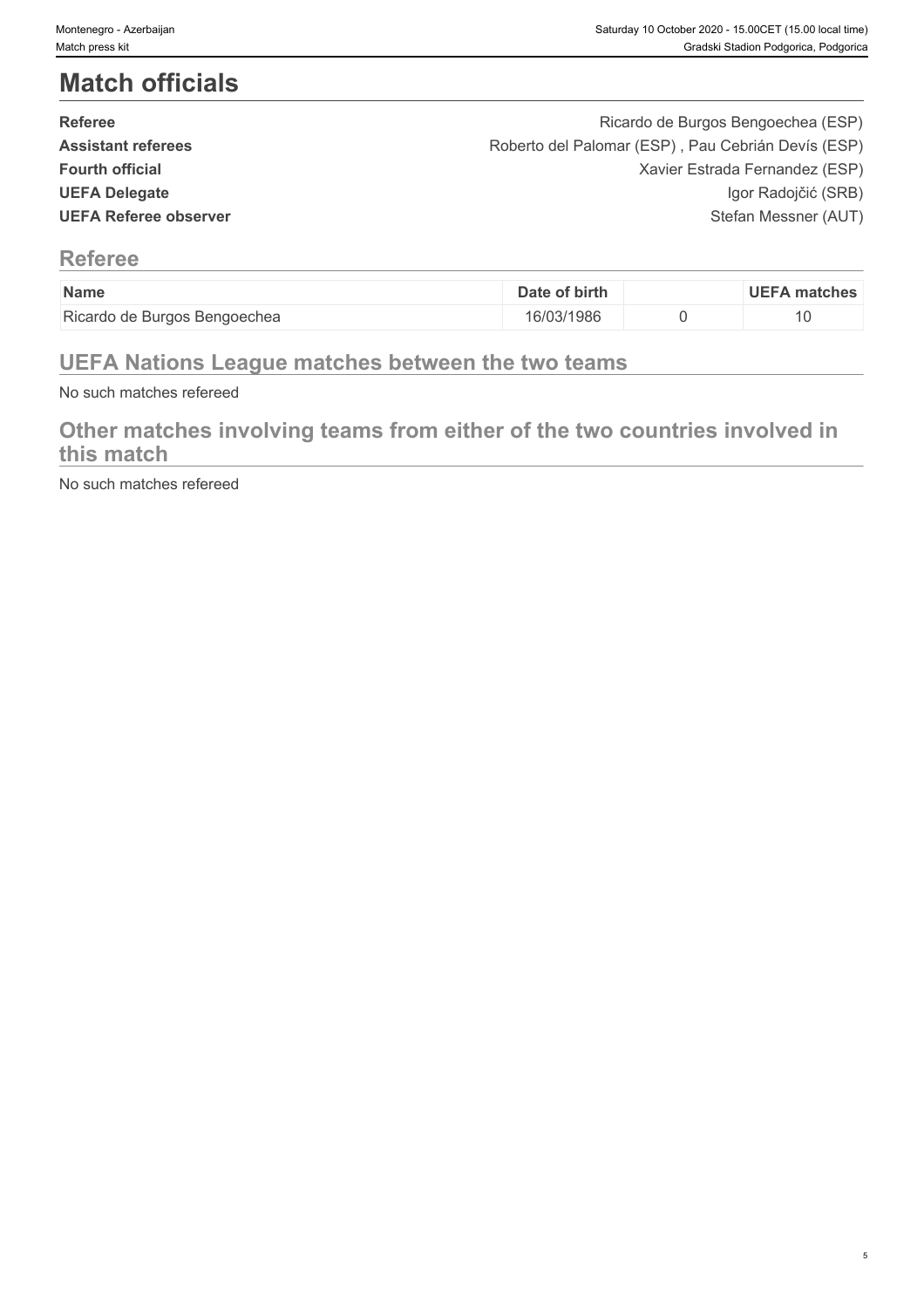# Match officials

| | |
|---|---|
| **Referee** | Ricardo de Burgos Bengoechea (ESP) |
| **Assistant referees** | Roberto del Palomar (ESP) , Pau Cebrián Devís (ESP) |
| **Fourth official** | Xavier Estrada Fernandez (ESP) |
| **UEFA Delegate** | Igor Radojčić (SRB) |
| **UEFA Referee observer** | Stefan Messner (AUT) |

## Referee

| Name | Date of birth | | UEFA matches |
|---|---|---|---|
| Ricardo de Burgos Bengoechea | 16/03/1986 | 0 | 10 |

## UEFA Nations League matches between the two teams

No such matches refereed

## Other matches involving teams from either of the two countries involved in this match

No such matches refereed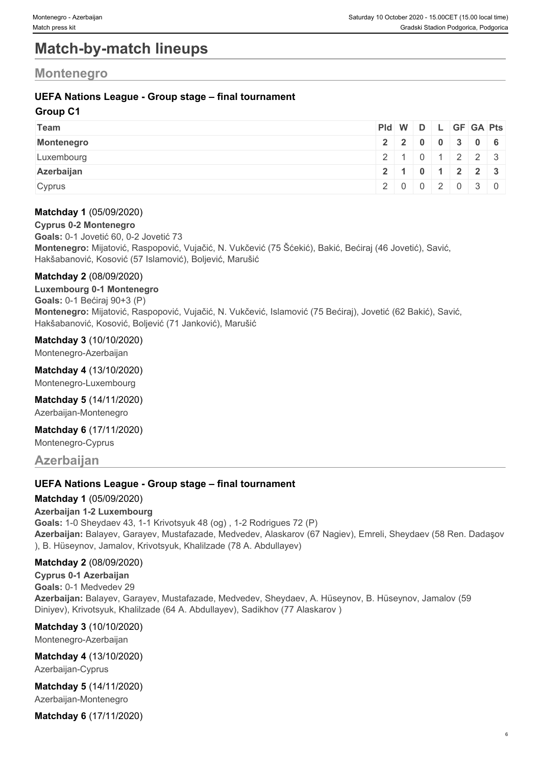# Match-by-match lineups

## Montenegro

### UEFA Nations League - Group stage – final tournament

**Group C1**

| Team | Pld | W | D | L | GF | GA | Pts |
|---|---|---|---|---|---|---|---|
| **Montenegro** | **2** | **2** | **0** | **0** | **3** | **0** | **6** |
| Luxembourg | 2 | 1 | 0 | 1 | 2 | 2 | 3 |
| **Azerbaijan** | **2** | **1** | **0** | **1** | **2** | **2** | **3** |
| Cyprus | 2 | 0 | 0 | 2 | 0 | 3 | 0 |

**Matchday 1** (05/09/2020)

**Cyprus 0-2 Montenegro**

**Goals:** 0-1 Jovetić 60, 0-2 Jovetić 73

**Montenegro:** Mijatović, Raspopović, Vujačić, N. Vukčević (75 Šćekić), Bakić, Bećiraj (46 Jovetić), Savić, Hakšabanović, Kosović (57 Islamović), Boljević, Marušić

**Matchday 2** (08/09/2020)

**Luxembourg 0-1 Montenegro**

**Goals:** 0-1 Bećiraj 90+3 (P)

**Montenegro:** Mijatović, Raspopović, Vujačić, N. Vukčević, Islamović (75 Bećiraj), Jovetić (62 Bakić), Savić, Hakšabanović, Kosović, Boljević (71 Janković), Marušić

**Matchday 3** (10/10/2020)

Montenegro-Azerbaijan

**Matchday 4** (13/10/2020)

Montenegro-Luxembourg

**Matchday 5** (14/11/2020)

Azerbaijan-Montenegro

**Matchday 6** (17/11/2020)

Montenegro-Cyprus

## Azerbaijan

### UEFA Nations League - Group stage – final tournament

**Matchday 1** (05/09/2020)

**Azerbaijan 1-2 Luxembourg**

**Goals:** 1-0 Sheydaev 43, 1-1 Krivotsyuk 48 (og) , 1-2 Rodrigues 72 (P)

**Azerbaijan:** Balayev, Garayev, Mustafazade, Medvedev, Alaskarov (67 Nagiev), Emreli, Sheydaev (58 Ren. Dadaşov ), B. Hüseynov, Jamalov, Krivotsyuk, Khalilzade (78 A. Abdullayev)

**Matchday 2** (08/09/2020)

**Cyprus 0-1 Azerbaijan**

**Goals:** 0-1 Medvedev 29

**Azerbaijan:** Balayev, Garayev, Mustafazade, Medvedev, Sheydaev, A. Hüseynov, B. Hüseynov, Jamalov (59 Diniyev), Krivotsyuk, Khalilzade (64 A. Abdullayev), Sadikhov (77 Alaskarov )

**Matchday 3** (10/10/2020)

Montenegro-Azerbaijan

**Matchday 4** (13/10/2020)

Azerbaijan-Cyprus

**Matchday 5** (14/11/2020)

Azerbaijan-Montenegro

**Matchday 6** (17/11/2020)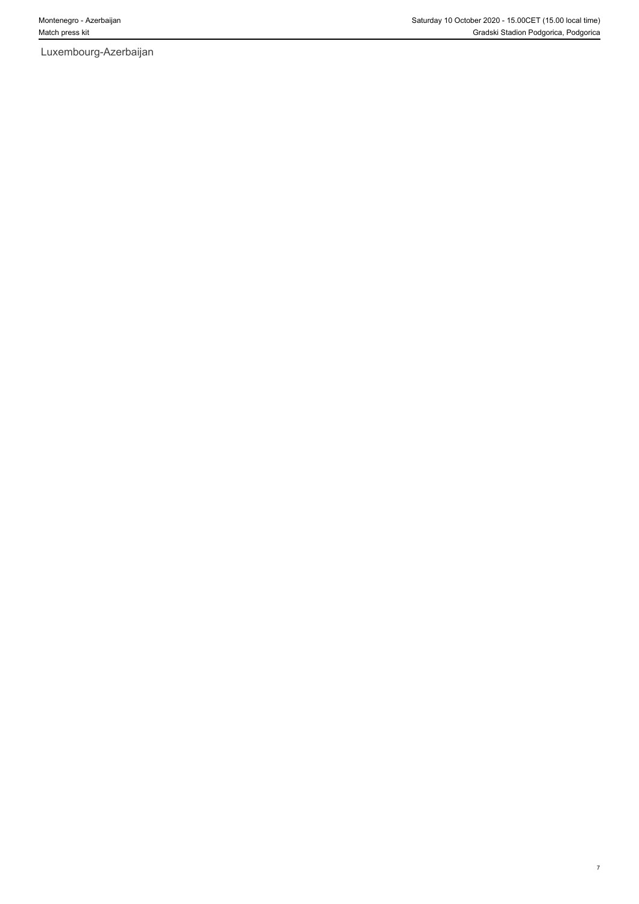Luxembourg-Azerbaijan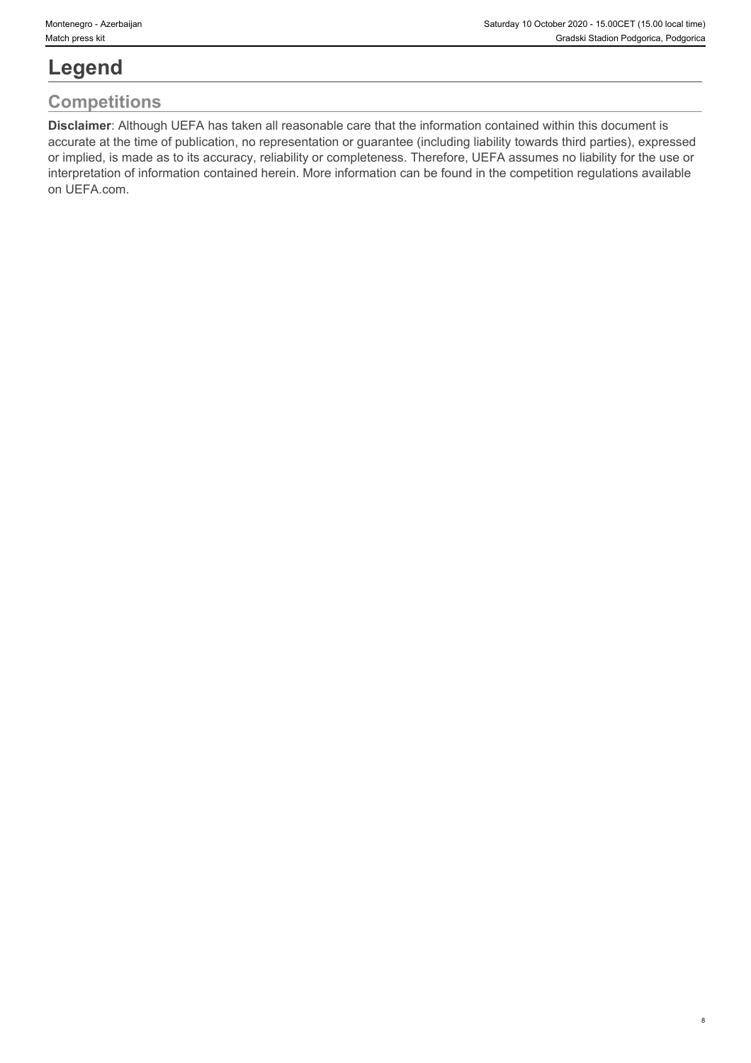# Legend

## Competitions

**Disclaimer**: Although UEFA has taken all reasonable care that the information contained within this document is accurate at the time of publication, no representation or guarantee (including liability towards third parties), expressed or implied, is made as to its accuracy, reliability or completeness. Therefore, UEFA assumes no liability for the use or interpretation of information contained herein. More information can be found in the competition regulations available on UEFA.com.